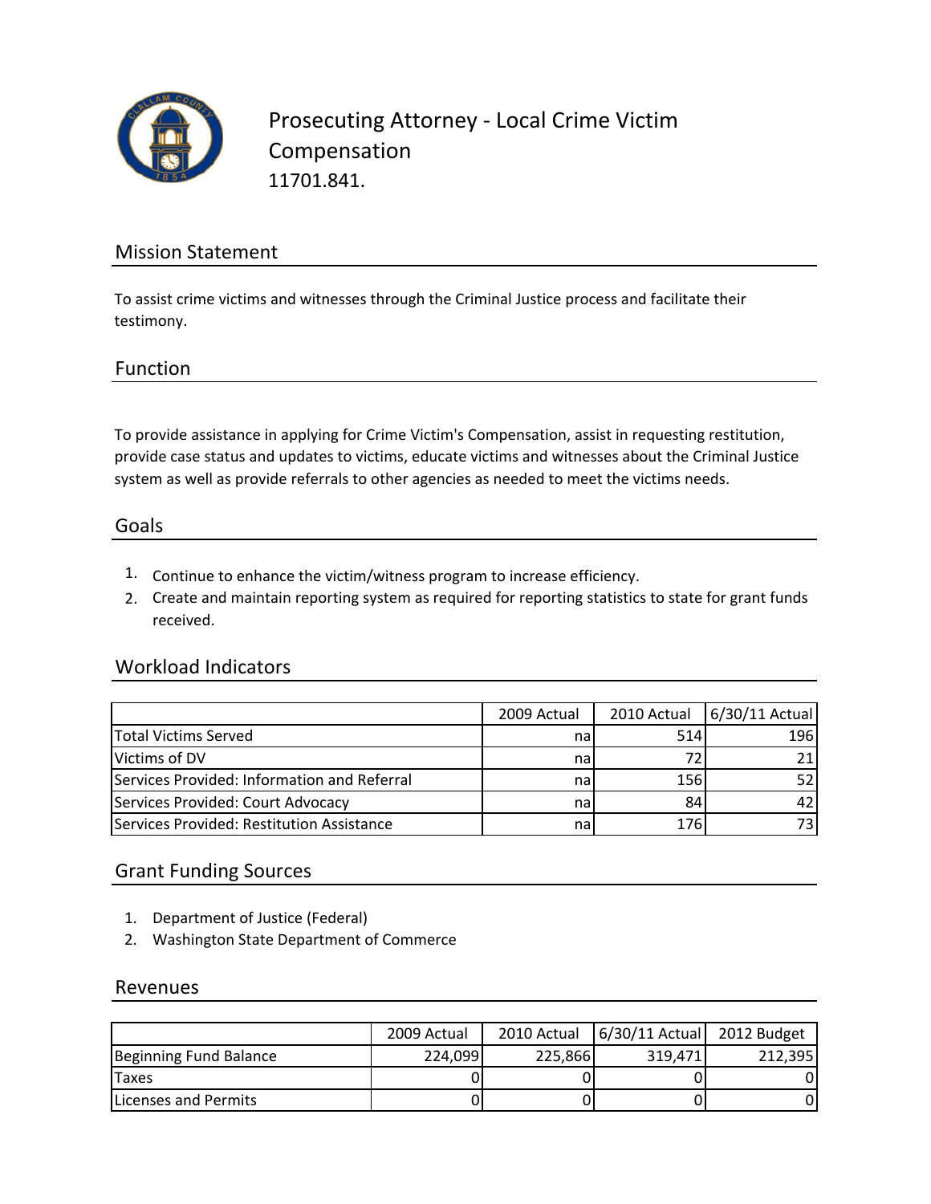# Prosecuting Attorney - Local Crime Victim Compensation

11701.841.

## Mission Statement

To assist crime victims and witnesses through the Criminal Justice process and facilitate their testimony.

## Function

To provide assistance in applying for Crime Victim's Compensation, assist in requesting restitution, provide case status and updates to victims, educate victims and witnesses about the Criminal Justice system as well as provide referrals to other agencies as needed to meet the victims needs.

## Goals

1. Continue to enhance the victim/witness program to increase efficiency.
2. Create and maintain reporting system as required for reporting statistics to state for grant funds received.

## Workload Indicators

| | 2009 Actual | 2010 Actual | 6/30/11 Actual |
|---|---|---|---|
| Total Victims Served | na | 514 | 196 |
| Victims of DV | na | 72 | 21 |
| Services Provided: Information and Referral | na | 156 | 52 |
| Services Provided: Court Advocacy | na | 84 | 42 |
| Services Provided: Restitution Assistance | na | 176 | 73 |

## Grant Funding Sources

1. Department of Justice (Federal)
2. Washington State Department of Commerce

## Revenues

| | 2009 Actual | 2010 Actual | 6/30/11 Actual | 2012 Budget |
|---|---|---|---|---|
| Beginning Fund Balance | 224,099 | 225,866 | 319,471 | 212,395 |
| Taxes | 0 | 0 | 0 | 0 |
| Licenses and Permits | 0 | 0 | 0 | 0 |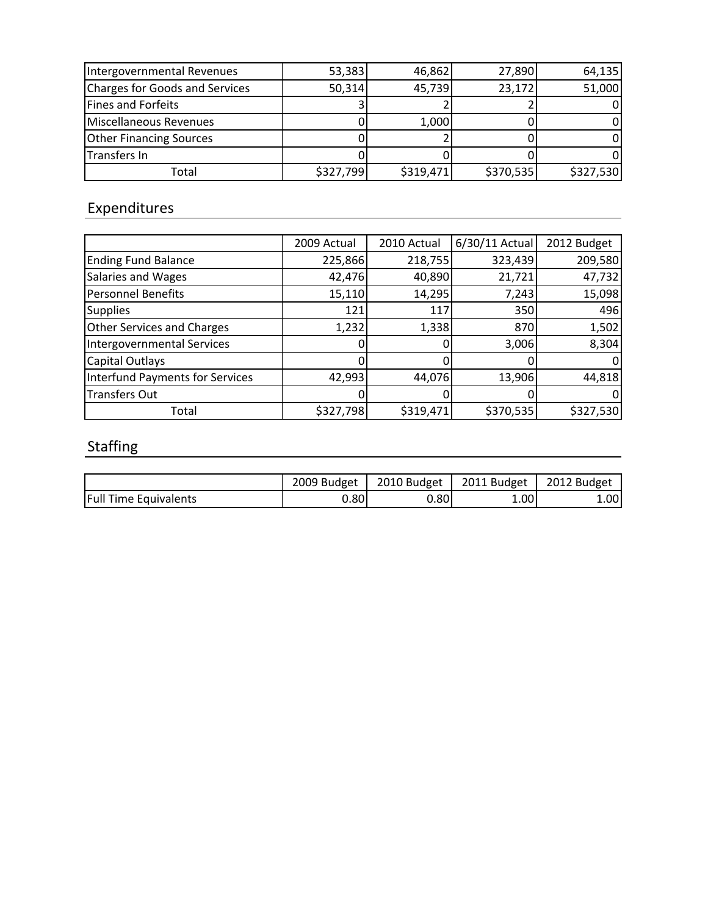| | | | | |
|---|---|---|---|---|
| Intergovernmental Revenues | 53,383 | 46,862 | 27,890 | 64,135 |
| Charges for Goods and Services | 50,314 | 45,739 | 23,172 | 51,000 |
| Fines and Forfeits | 3 | 2 | 2 | 0 |
| Miscellaneous Revenues | 0 | 1,000 | 0 | 0 |
| Other Financing Sources | 0 | 2 | 0 | 0 |
| Transfers In | 0 | 0 | 0 | 0 |
| Total | $327,799 | $319,471 | $370,535 | $327,530 |

## Expenditures

| | 2009 Actual | 2010 Actual | 6/30/11 Actual | 2012 Budget |
|---|---|---|---|---|
| Ending Fund Balance | 225,866 | 218,755 | 323,439 | 209,580 |
| Salaries and Wages | 42,476 | 40,890 | 21,721 | 47,732 |
| Personnel Benefits | 15,110 | 14,295 | 7,243 | 15,098 |
| Supplies | 121 | 117 | 350 | 496 |
| Other Services and Charges | 1,232 | 1,338 | 870 | 1,502 |
| Intergovernmental Services | 0 | 0 | 3,006 | 8,304 |
| Capital Outlays | 0 | 0 | 0 | 0 |
| Interfund Payments for Services | 42,993 | 44,076 | 13,906 | 44,818 |
| Transfers Out | 0 | 0 | 0 | 0 |
| Total | $327,798 | $319,471 | $370,535 | $327,530 |

## Staffing

| | 2009 Budget | 2010 Budget | 2011 Budget | 2012 Budget |
|---|---|---|---|---|
| Full Time Equivalents | 0.80 | 0.80 | 1.00 | 1.00 |